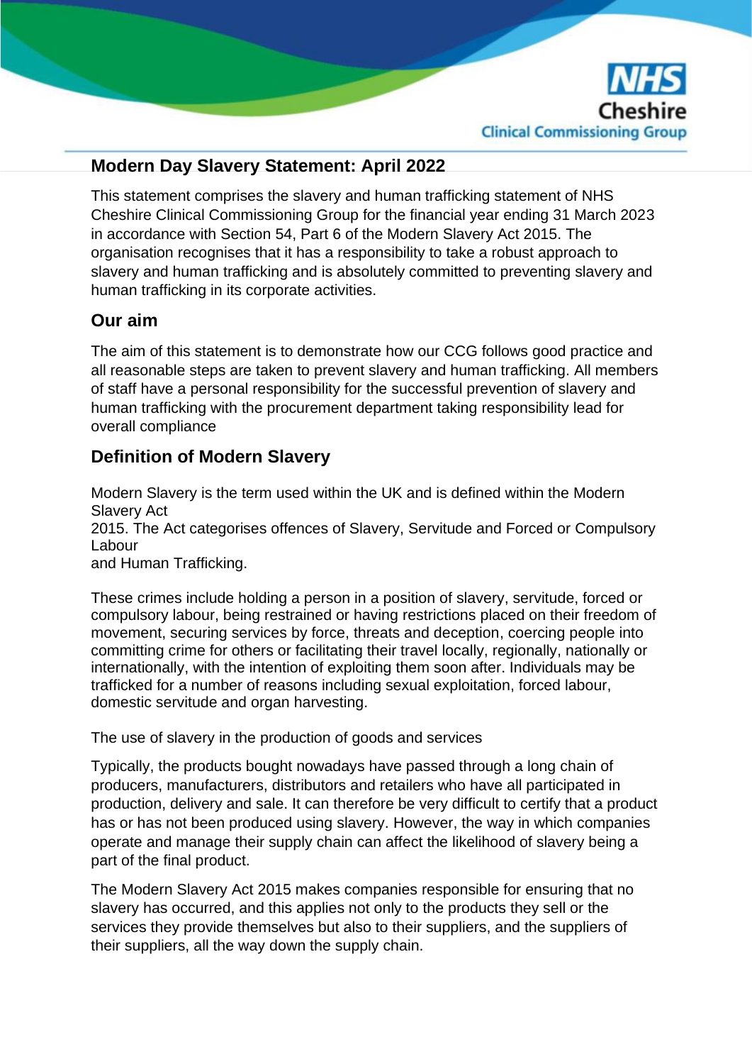NHS Cheshire Clinical Commissioning Group

# Modern Day Slavery Statement: April 2022

This statement comprises the slavery and human trafficking statement of NHS Cheshire Clinical Commissioning Group for the financial year ending 31 March 2023 in accordance with Section 54, Part 6 of the Modern Slavery Act 2015. The organisation recognises that it has a responsibility to take a robust approach to slavery and human trafficking and is absolutely committed to preventing slavery and human trafficking in its corporate activities.

## Our aim

The aim of this statement is to demonstrate how our CCG follows good practice and all reasonable steps are taken to prevent slavery and human trafficking. All members of staff have a personal responsibility for the successful prevention of slavery and human trafficking with the procurement department taking responsibility lead for overall compliance

## Definition of Modern Slavery

Modern Slavery is the term used within the UK and is defined within the Modern Slavery Act 2015. The Act categorises offences of Slavery, Servitude and Forced or Compulsory Labour and Human Trafficking.

These crimes include holding a person in a position of slavery, servitude, forced or compulsory labour, being restrained or having restrictions placed on their freedom of movement, securing services by force, threats and deception, coercing people into committing crime for others or facilitating their travel locally, regionally, nationally or internationally, with the intention of exploiting them soon after. Individuals may be trafficked for a number of reasons including sexual exploitation, forced labour, domestic servitude and organ harvesting.

The use of slavery in the production of goods and services

Typically, the products bought nowadays have passed through a long chain of producers, manufacturers, distributors and retailers who have all participated in production, delivery and sale. It can therefore be very difficult to certify that a product has or has not been produced using slavery. However, the way in which companies operate and manage their supply chain can affect the likelihood of slavery being a part of the final product.

The Modern Slavery Act 2015 makes companies responsible for ensuring that no slavery has occurred, and this applies not only to the products they sell or the services they provide themselves but also to their suppliers, and the suppliers of their suppliers, all the way down the supply chain.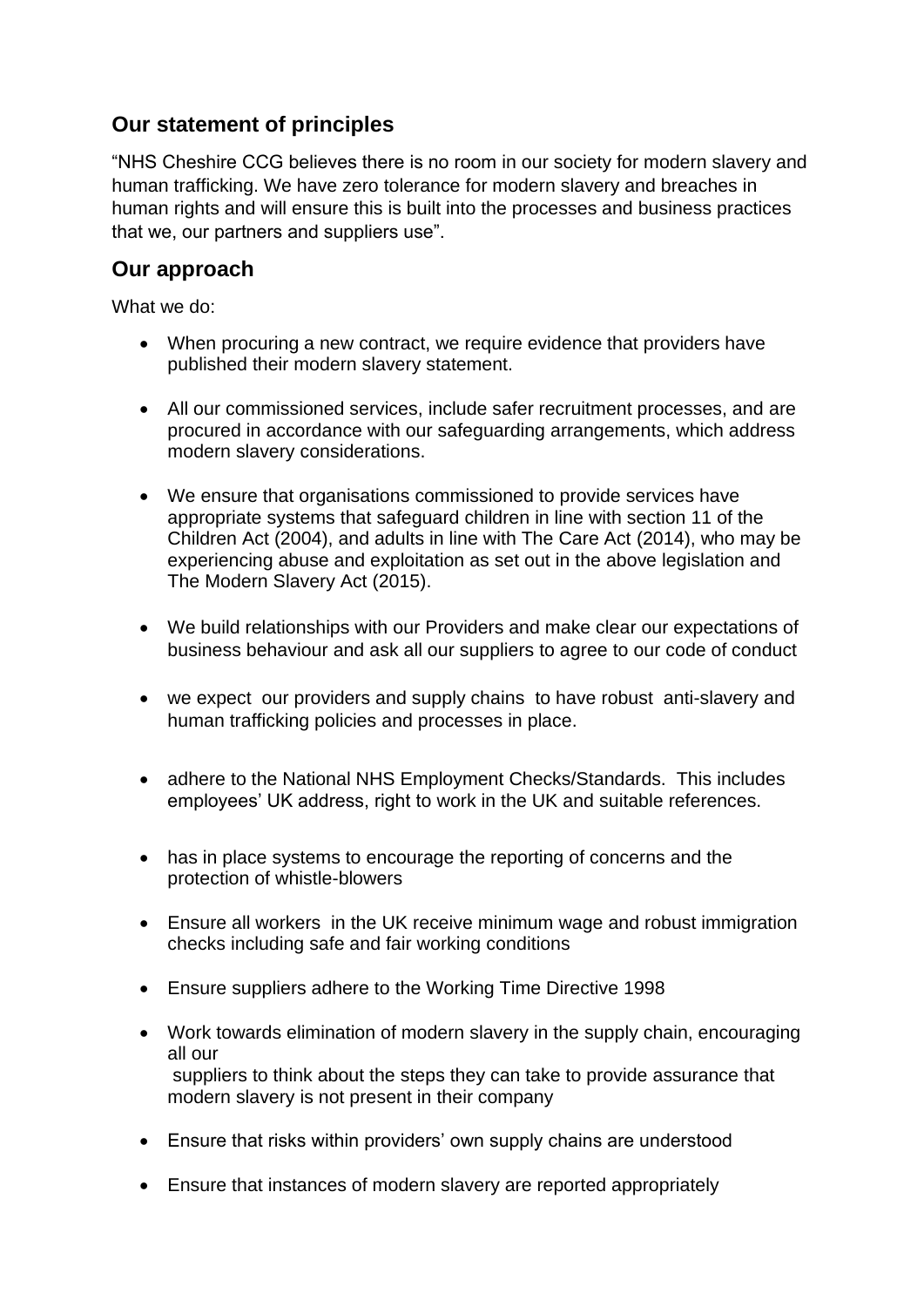## Our statement of principles

"NHS Cheshire CCG believes there is no room in our society for modern slavery and human trafficking. We have zero tolerance for modern slavery and breaches in human rights and will ensure this is built into the processes and business practices that we, our partners and suppliers use".

## Our approach

What we do:

- When procuring a new contract, we require evidence that providers have published their modern slavery statement.
- All our commissioned services, include safer recruitment processes, and are procured in accordance with our safeguarding arrangements, which address modern slavery considerations.
- We ensure that organisations commissioned to provide services have appropriate systems that safeguard children in line with section 11 of the Children Act (2004), and adults in line with The Care Act (2014), who may be experiencing abuse and exploitation as set out in the above legislation and The Modern Slavery Act (2015).
- We build relationships with our Providers and make clear our expectations of business behaviour and ask all our suppliers to agree to our code of conduct
- we expect our providers and supply chains to have robust anti-slavery and human trafficking policies and processes in place.
- adhere to the National NHS Employment Checks/Standards. This includes employees' UK address, right to work in the UK and suitable references.
- has in place systems to encourage the reporting of concerns and the protection of whistle-blowers
- Ensure all workers in the UK receive minimum wage and robust immigration checks including safe and fair working conditions
- Ensure suppliers adhere to the Working Time Directive 1998
- Work towards elimination of modern slavery in the supply chain, encouraging all our suppliers to think about the steps they can take to provide assurance that modern slavery is not present in their company
- Ensure that risks within providers' own supply chains are understood
- Ensure that instances of modern slavery are reported appropriately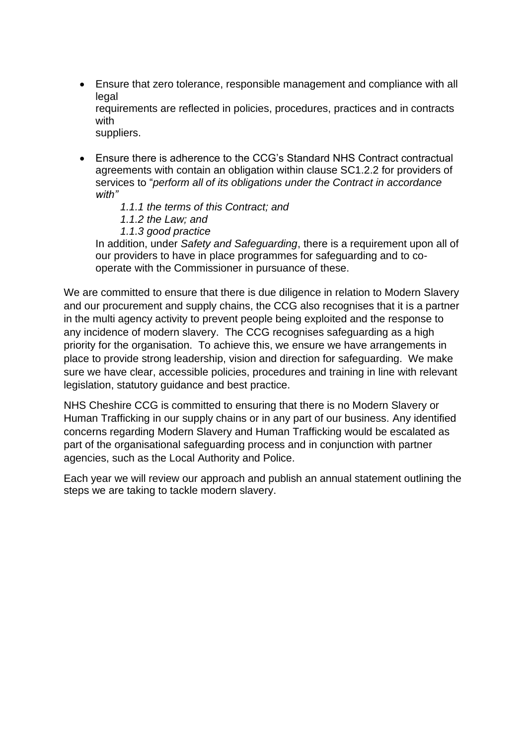- Ensure that zero tolerance, responsible management and compliance with all legal requirements are reflected in policies, procedures, practices and in contracts with suppliers.

- Ensure there is adherence to the CCG's Standard NHS Contract contractual agreements with contain an obligation within clause SC1.2.2 for providers of services to "*perform all of its obligations under the Contract in accordance with"*

  *1.1.1 the terms of this Contract; and*
  *1.1.2 the Law; and*
  *1.1.3 good practice*

  In addition, under *Safety and Safeguarding*, there is a requirement upon all of our providers to have in place programmes for safeguarding and to co-operate with the Commissioner in pursuance of these.

We are committed to ensure that there is due diligence in relation to Modern Slavery and our procurement and supply chains, the CCG also recognises that it is a partner in the multi agency activity to prevent people being exploited and the response to any incidence of modern slavery. The CCG recognises safeguarding as a high priority for the organisation. To achieve this, we ensure we have arrangements in place to provide strong leadership, vision and direction for safeguarding. We make sure we have clear, accessible policies, procedures and training in line with relevant legislation, statutory guidance and best practice.

NHS Cheshire CCG is committed to ensuring that there is no Modern Slavery or Human Trafficking in our supply chains or in any part of our business. Any identified concerns regarding Modern Slavery and Human Trafficking would be escalated as part of the organisational safeguarding process and in conjunction with partner agencies, such as the Local Authority and Police.

Each year we will review our approach and publish an annual statement outlining the steps we are taking to tackle modern slavery.